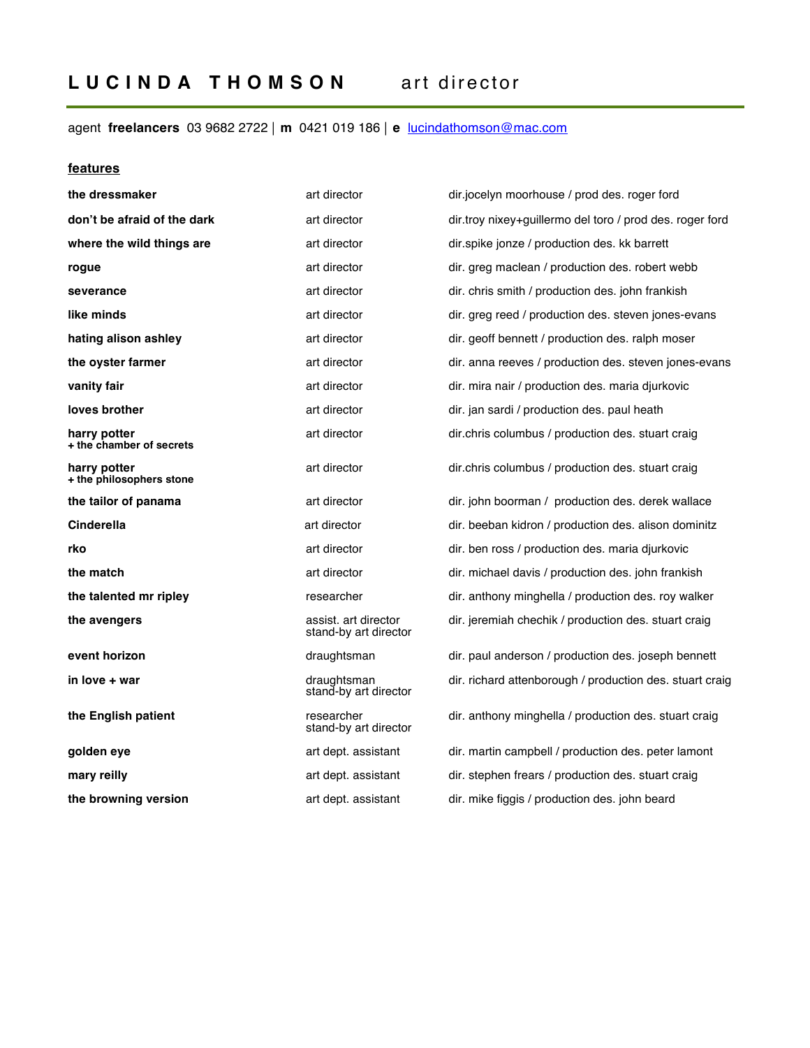# L U C I N D A   T H O M S O N   art director

agent **freelancers** 03 9682 2722 | **m** 0421 019 186 | **e** lucindathomson@mac.com

## features

| | | |
|---|---|---|
| **the dressmaker** | art director | dir.jocelyn moorhouse / prod des. roger ford |
| **don't be afraid of the dark** | art director | dir.troy nixey+guillermo del toro / prod des. roger ford |
| **where the wild things are** | art director | dir.spike jonze / production des. kk barrett |
| **rogue** | art director | dir. greg maclean / production des. robert webb |
| **severance** | art director | dir. chris smith / production des. john frankish |
| **like minds** | art director | dir. greg reed / production des. steven jones-evans |
| **hating alison ashley** | art director | dir. geoff bennett / production des. ralph moser |
| **the oyster farmer** | art director | dir. anna reeves / production des. steven jones-evans |
| **vanity fair** | art director | dir. mira nair / production des. maria djurkovic |
| **loves brother** | art director | dir. jan sardi / production des. paul heath |
| **harry potter + the chamber of secrets** | art director | dir.chris columbus / production des. stuart craig |
| **harry potter + the philosophers stone** | art director | dir.chris columbus / production des. stuart craig |
| **the tailor of panama** | art director | dir. john boorman / production des. derek wallace |
| **Cinderella** | art director | dir. beeban kidron / production des. alison dominitz |
| **rko** | art director | dir. ben ross / production des. maria djurkovic |
| **the match** | art director | dir. michael davis / production des. john frankish |
| **the talented mr ripley** | researcher | dir. anthony minghella / production des. roy walker |
| **the avengers** | assist. art director<br>stand-by art director | dir. jeremiah chechik / production des. stuart craig |
| **event horizon** | draughtsman | dir. paul anderson / production des. joseph bennett |
| **in love + war** | draughtsman<br>stand-by art director | dir. richard attenborough / production des. stuart craig |
| **the English patient** | researcher<br>stand-by art director | dir. anthony minghella / production des. stuart craig |
| **golden eye** | art dept. assistant | dir. martin campbell / production des. peter lamont |
| **mary reilly** | art dept. assistant | dir. stephen frears / production des. stuart craig |
| **the browning version** | art dept. assistant | dir. mike figgis / production des. john beard |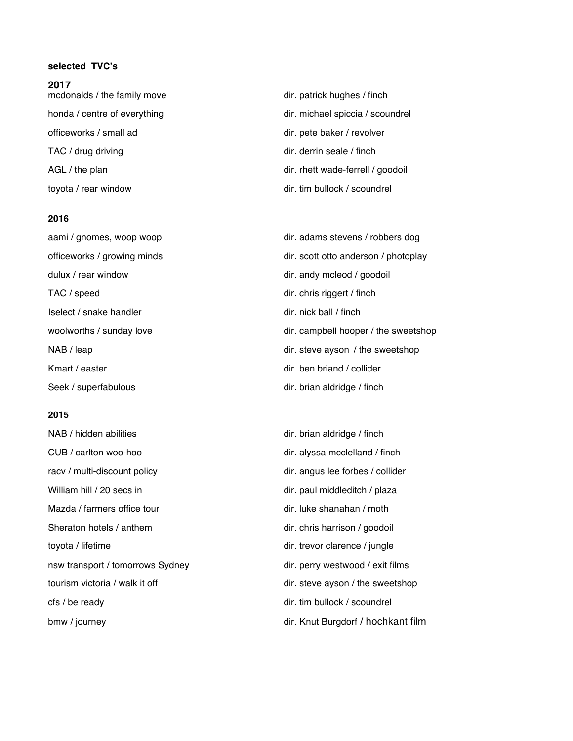**selected TVC's**

**2017**

| | |
|---|---|
| mcdonalds / the family move | dir. patrick hughes / finch |
| honda / centre of everything | dir. michael spiccia / scoundrel |
| officeworks / small ad | dir. pete baker / revolver |
| TAC / drug driving | dir. derrin seale / finch |
| AGL / the plan | dir. rhett wade-ferrell / goodoil |
| toyota / rear window | dir. tim bullock / scoundrel |

**2016**

| | |
|---|---|
| aami / gnomes, woop woop | dir. adams stevens / robbers dog |
| officeworks / growing minds | dir. scott otto anderson / photoplay |
| dulux / rear window | dir. andy mcleod / goodoil |
| TAC / speed | dir. chris riggert / finch |
| Iselect / snake handler | dir. nick ball / finch |
| woolworths / sunday love | dir. campbell hooper / the sweetshop |
| NAB / leap | dir. steve ayson / the sweetshop |
| Kmart / easter | dir. ben briand / collider |
| Seek / superfabulous | dir. brian aldridge / finch |

**2015**

| | |
|---|---|
| NAB / hidden abilities | dir. brian aldridge / finch |
| CUB / carlton woo-hoo | dir. alyssa mcclelland / finch |
| racv / multi-discount policy | dir. angus lee forbes / collider |
| William hill / 20 secs in | dir. paul middleditch / plaza |
| Mazda / farmers office tour | dir. luke shanahan / moth |
| Sheraton hotels / anthem | dir. chris harrison / goodoil |
| toyota / lifetime | dir. trevor clarence / jungle |
| nsw transport / tomorrows Sydney | dir. perry westwood / exit films |
| tourism victoria / walk it off | dir. steve ayson / the sweetshop |
| cfs / be ready | dir. tim bullock / scoundrel |
| bmw / journey | dir. Knut Burgdorf / hochkant film |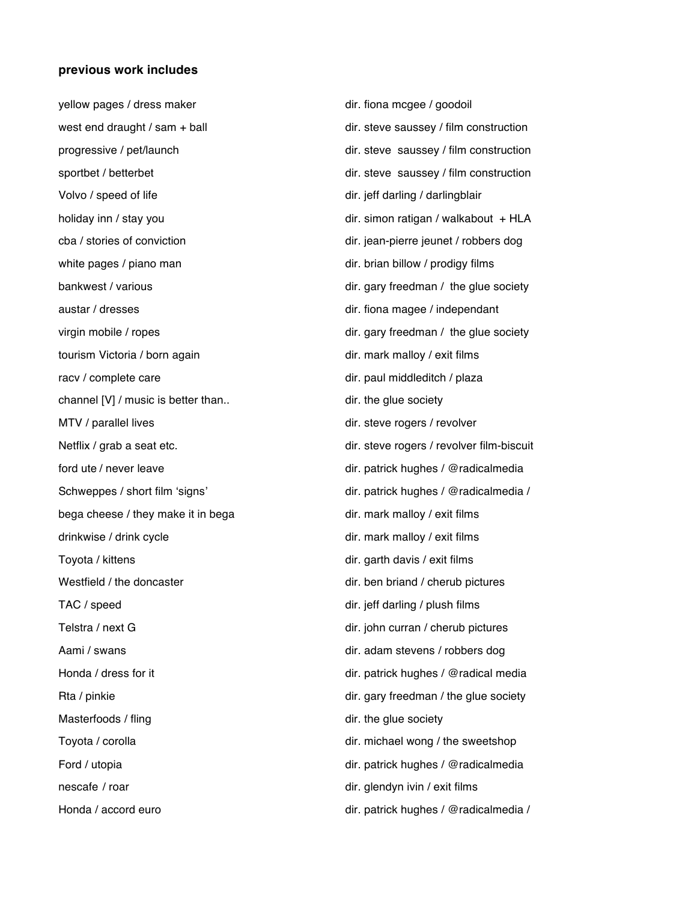**previous work includes**

| | |
|---|---|
| yellow pages / dress maker | dir. fiona mcgee / goodoil |
| west end draught / sam + ball | dir. steve saussey / film construction |
| progressive / pet/launch | dir. steve saussey / film construction |
| sportbet / betterbet | dir. steve saussey / film construction |
| Volvo / speed of life | dir. jeff darling / darlingblair |
| holiday inn / stay you | dir. simon ratigan / walkabout + HLA |
| cba / stories of conviction | dir. jean-pierre jeunet / robbers dog |
| white pages / piano man | dir. brian billow / prodigy films |
| bankwest / various | dir. gary freedman / the glue society |
| austar / dresses | dir. fiona magee / independant |
| virgin mobile / ropes | dir. gary freedman / the glue society |
| tourism Victoria / born again | dir. mark malloy / exit films |
| racv / complete care | dir. paul middleditch / plaza |
| channel [V] / music is better than.. | dir. the glue society |
| MTV / parallel lives | dir. steve rogers / revolver |
| Netflix / grab a seat etc. | dir. steve rogers / revolver film-biscuit |
| ford ute / never leave | dir. patrick hughes / @radicalmedia |
| Schweppes / short film 'signs' | dir. patrick hughes / @radicalmedia / |
| bega cheese / they make it in bega | dir. mark malloy / exit films |
| drinkwise / drink cycle | dir. mark malloy / exit films |
| Toyota / kittens | dir. garth davis / exit films |
| Westfield / the doncaster | dir. ben briand / cherub pictures |
| TAC / speed | dir. jeff darling / plush films |
| Telstra / next G | dir. john curran / cherub pictures |
| Aami / swans | dir. adam stevens / robbers dog |
| Honda / dress for it | dir. patrick hughes / @radical media |
| Rta / pinkie | dir. gary freedman / the glue society |
| Masterfoods / fling | dir. the glue society |
| Toyota / corolla | dir. michael wong / the sweetshop |
| Ford / utopia | dir. patrick hughes / @radicalmedia |
| nescafe / roar | dir. glendyn ivin / exit films |
| Honda / accord euro | dir. patrick hughes / @radicalmedia / |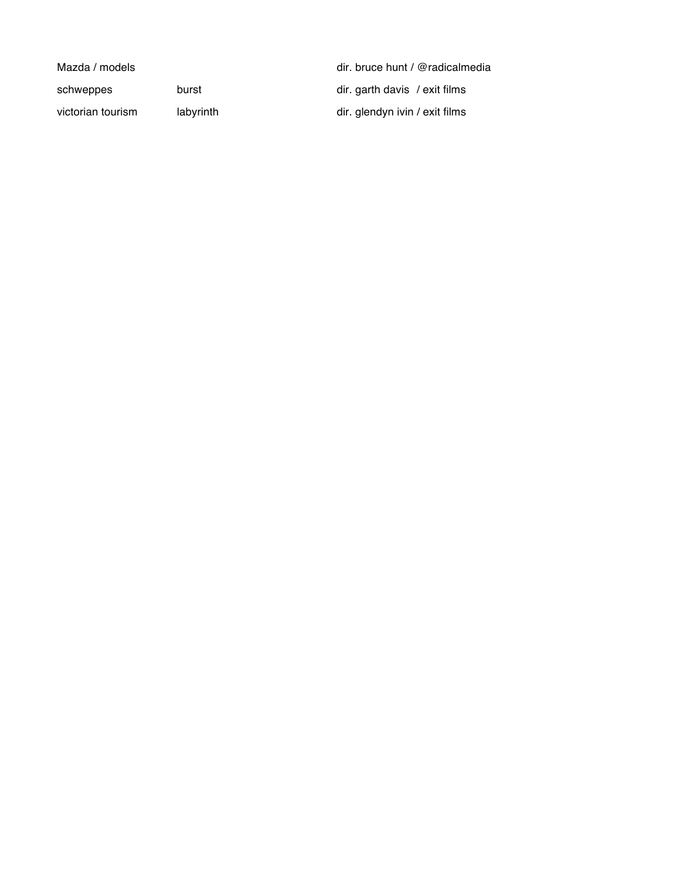| | | |
|---|---|---|
| Mazda / models | | dir. bruce hunt / @radicalmedia |
| schweppes | burst | dir. garth davis / exit films |
| victorian tourism | labyrinth | dir. glendyn ivin / exit films |